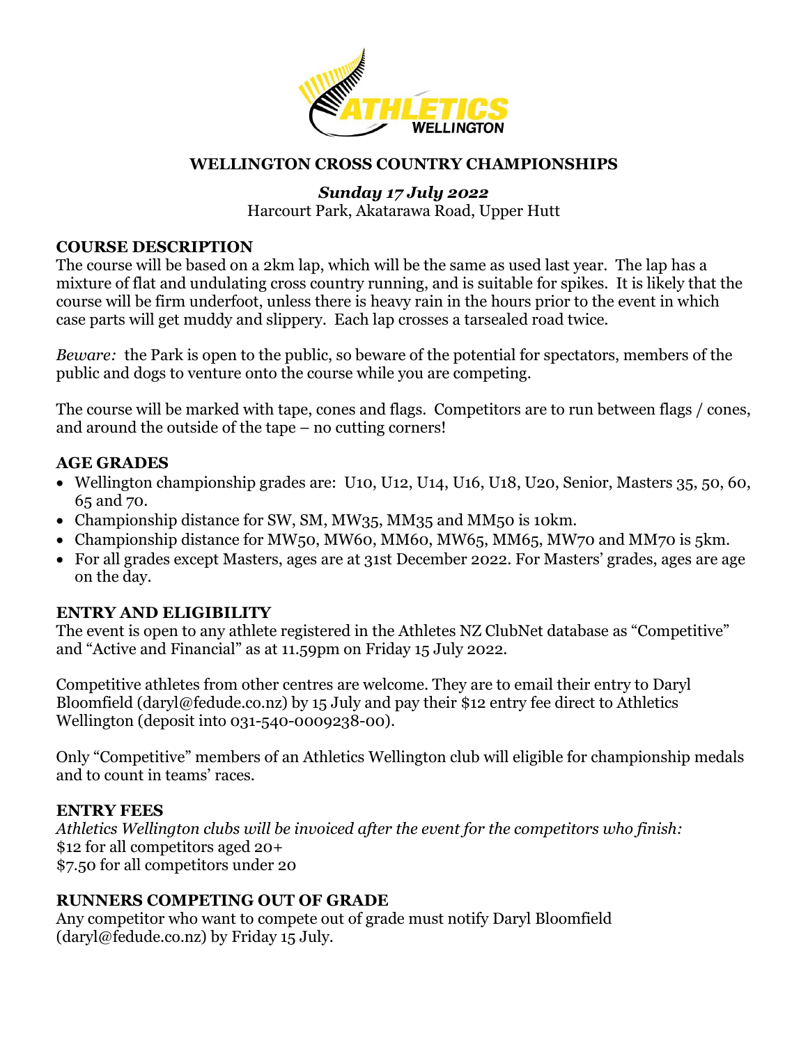# WELLINGTON CROSS COUNTRY CHAMPIONSHIPS

***Sunday 17 July 2022***

Harcourt Park, Akatarawa Road, Upper Hutt

## COURSE DESCRIPTION

The course will be based on a 2km lap, which will be the same as used last year. The lap has a mixture of flat and undulating cross country running, and is suitable for spikes. It is likely that the course will be firm underfoot, unless there is heavy rain in the hours prior to the event in which case parts will get muddy and slippery. Each lap crosses a tarsealed road twice.

*Beware:* the Park is open to the public, so beware of the potential for spectators, members of the public and dogs to venture onto the course while you are competing.

The course will be marked with tape, cones and flags. Competitors are to run between flags / cones, and around the outside of the tape – no cutting corners!

## AGE GRADES

- Wellington championship grades are: U10, U12, U14, U16, U18, U20, Senior, Masters 35, 50, 60, 65 and 70.
- Championship distance for SW, SM, MW35, MM35 and MM50 is 10km.
- Championship distance for MW50, MW60, MM60, MW65, MM65, MW70 and MM70 is 5km.
- For all grades except Masters, ages are at 31st December 2022. For Masters' grades, ages are age on the day.

## ENTRY AND ELIGIBILITY

The event is open to any athlete registered in the Athletes NZ ClubNet database as "Competitive" and "Active and Financial" as at 11.59pm on Friday 15 July 2022.

Competitive athletes from other centres are welcome. They are to email their entry to Daryl Bloomfield (daryl@fedude.co.nz) by 15 July and pay their $12 entry fee direct to Athletics Wellington (deposit into 031-540-0009238-00).

Only "Competitive" members of an Athletics Wellington club will eligible for championship medals and to count in teams' races.

## ENTRY FEES

*Athletics Wellington clubs will be invoiced after the event for the competitors who finish:*
$12 for all competitors aged 20+
$7.50 for all competitors under 20

## RUNNERS COMPETING OUT OF GRADE

Any competitor who want to compete out of grade must notify Daryl Bloomfield (daryl@fedude.co.nz) by Friday 15 July.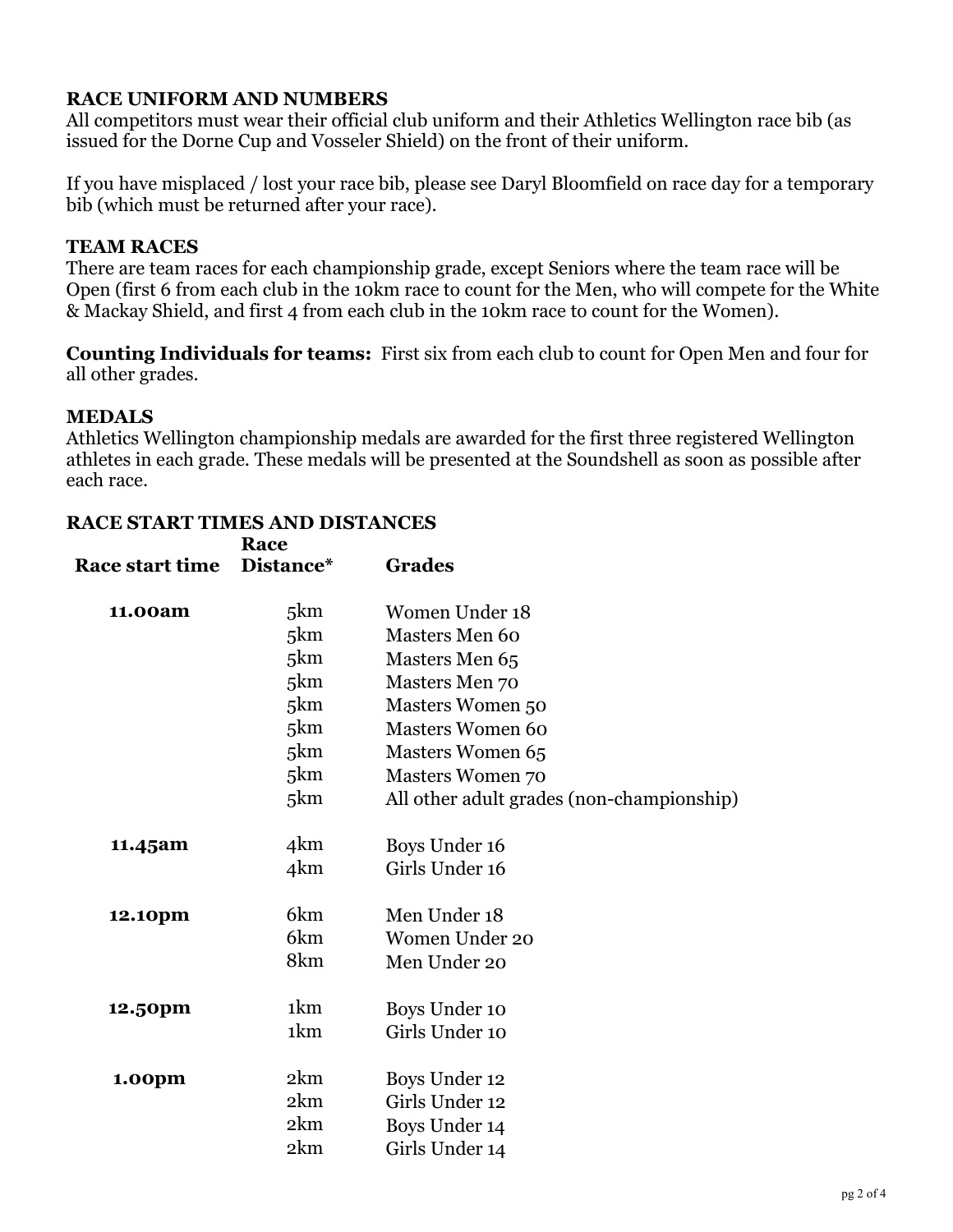## RACE UNIFORM AND NUMBERS

All competitors must wear their official club uniform and their Athletics Wellington race bib (as issued for the Dorne Cup and Vosseler Shield) on the front of their uniform.

If you have misplaced / lost your race bib, please see Daryl Bloomfield on race day for a temporary bib (which must be returned after your race).

## TEAM RACES

There are team races for each championship grade, except Seniors where the team race will be Open (first 6 from each club in the 10km race to count for the Men, who will compete for the White & Mackay Shield, and first 4 from each club in the 10km race to count for the Women).

**Counting Individuals for teams:** First six from each club to count for Open Men and four for all other grades.

## MEDALS

Athletics Wellington championship medals are awarded for the first three registered Wellington athletes in each grade. These medals will be presented at the Soundshell as soon as possible after each race.

## RACE START TIMES AND DISTANCES

| Race start time | Race Distance* | Grades |
|---|---|---|
| **11.00am** | 5km | Women Under 18 |
| | 5km | Masters Men 60 |
| | 5km | Masters Men 65 |
| | 5km | Masters Men 70 |
| | 5km | Masters Women 50 |
| | 5km | Masters Women 60 |
| | 5km | Masters Women 65 |
| | 5km | Masters Women 70 |
| | 5km | All other adult grades (non-championship) |
| **11.45am** | 4km | Boys Under 16 |
| | 4km | Girls Under 16 |
| **12.10pm** | 6km | Men Under 18 |
| | 6km | Women Under 20 |
| | 8km | Men Under 20 |
| **12.50pm** | 1km | Boys Under 10 |
| | 1km | Girls Under 10 |
| **1.00pm** | 2km | Boys Under 12 |
| | 2km | Girls Under 12 |
| | 2km | Boys Under 14 |
| | 2km | Girls Under 14 |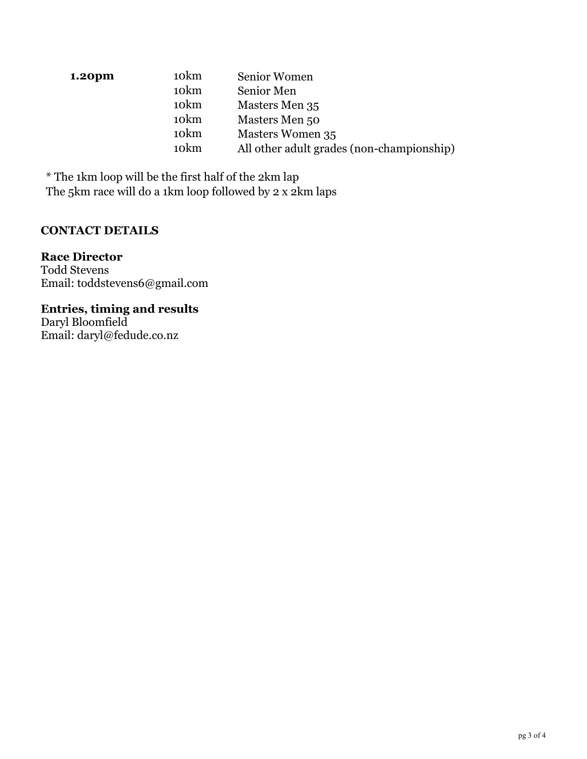| | | |
|---|---|---|
| **1.20pm** | 10km | Senior Women |
| | 10km | Senior Men |
| | 10km | Masters Men 35 |
| | 10km | Masters Men 50 |
| | 10km | Masters Women 35 |
| | 10km | All other adult grades (non-championship) |

* The 1km loop will be the first half of the 2km lap
The 5km race will do a 1km loop followed by 2 x 2km laps

## CONTACT DETAILS

### Race Director

Todd Stevens
Email: toddstevens6@gmail.com

### Entries, timing and results

Daryl Bloomfield
Email: daryl@fedude.co.nz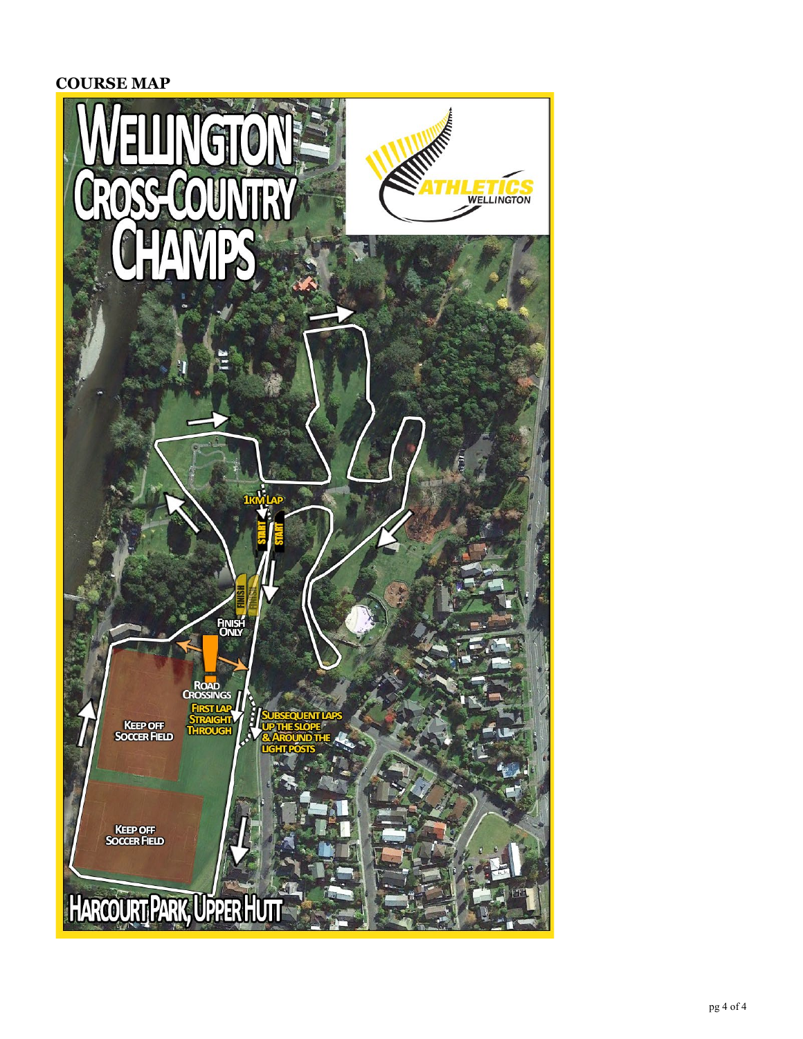## COURSE MAP

WELLINGTON CROSS-COUNTRY CHAMPS

ATHLETICS WELLINGTON

1KM LAP

START

START

FINISH

FINISH

FINISH ONLY

ROAD CROSSINGS

FIRST LAP STRAIGHT THROUGH

SUBSEQUENT LAPS UP THE SLOPE & AROUND THE LIGHT POSTS

KEEP OFF SOCCER FIELD

KEEP OFF SOCCER FIELD

HARCOURT PARK, UPPER HUTT